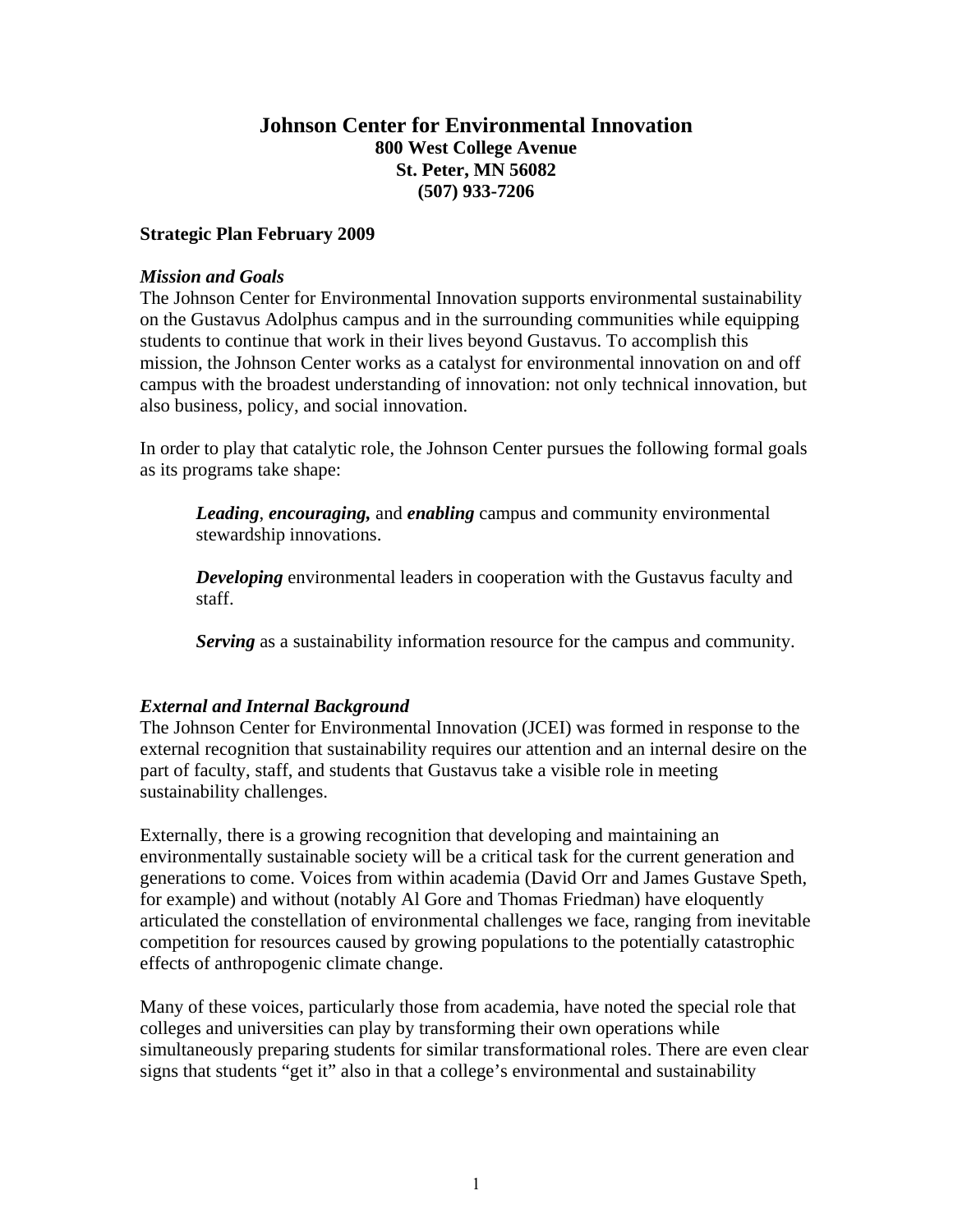# Johnson Center for Environmental Innovation

**800 West College Avenue**
**St. Peter, MN 56082**
**(507) 933-7206**

## Strategic Plan February 2009

### *Mission and Goals*

The Johnson Center for Environmental Innovation supports environmental sustainability on the Gustavus Adolphus campus and in the surrounding communities while equipping students to continue that work in their lives beyond Gustavus. To accomplish this mission, the Johnson Center works as a catalyst for environmental innovation on and off campus with the broadest understanding of innovation: not only technical innovation, but also business, policy, and social innovation.

In order to play that catalytic role, the Johnson Center pursues the following formal goals as its programs take shape:

> ***Leading***, ***encouraging,*** and ***enabling*** campus and community environmental stewardship innovations.
>
> ***Developing*** environmental leaders in cooperation with the Gustavus faculty and staff.
>
> ***Serving*** as a sustainability information resource for the campus and community.

### *External and Internal Background*

The Johnson Center for Environmental Innovation (JCEI) was formed in response to the external recognition that sustainability requires our attention and an internal desire on the part of faculty, staff, and students that Gustavus take a visible role in meeting sustainability challenges.

Externally, there is a growing recognition that developing and maintaining an environmentally sustainable society will be a critical task for the current generation and generations to come. Voices from within academia (David Orr and James Gustave Speth, for example) and without (notably Al Gore and Thomas Friedman) have eloquently articulated the constellation of environmental challenges we face, ranging from inevitable competition for resources caused by growing populations to the potentially catastrophic effects of anthropogenic climate change.

Many of these voices, particularly those from academia, have noted the special role that colleges and universities can play by transforming their own operations while simultaneously preparing students for similar transformational roles. There are even clear signs that students "get it" also in that a college's environmental and sustainability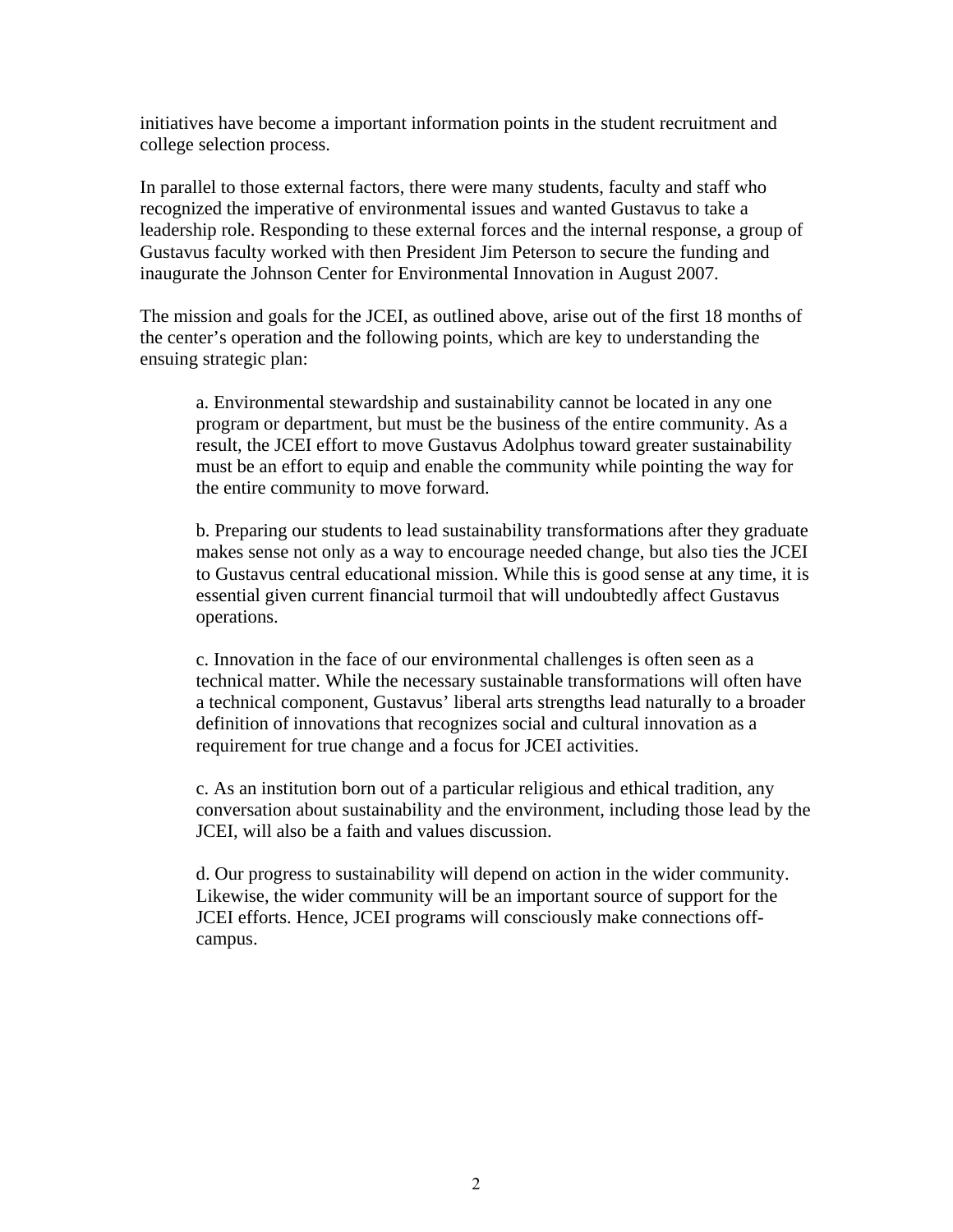initiatives have become a important information points in the student recruitment and college selection process.

In parallel to those external factors, there were many students, faculty and staff who recognized the imperative of environmental issues and wanted Gustavus to take a leadership role. Responding to these external forces and the internal response, a group of Gustavus faculty worked with then President Jim Peterson to secure the funding and inaugurate the Johnson Center for Environmental Innovation in August 2007.

The mission and goals for the JCEI, as outlined above, arise out of the first 18 months of the center's operation and the following points, which are key to understanding the ensuing strategic plan:

> a. Environmental stewardship and sustainability cannot be located in any one program or department, but must be the business of the entire community. As a result, the JCEI effort to move Gustavus Adolphus toward greater sustainability must be an effort to equip and enable the community while pointing the way for the entire community to move forward.
>
> b. Preparing our students to lead sustainability transformations after they graduate makes sense not only as a way to encourage needed change, but also ties the JCEI to Gustavus central educational mission. While this is good sense at any time, it is essential given current financial turmoil that will undoubtedly affect Gustavus operations.
>
> c. Innovation in the face of our environmental challenges is often seen as a technical matter. While the necessary sustainable transformations will often have a technical component, Gustavus' liberal arts strengths lead naturally to a broader definition of innovations that recognizes social and cultural innovation as a requirement for true change and a focus for JCEI activities.
>
> c. As an institution born out of a particular religious and ethical tradition, any conversation about sustainability and the environment, including those lead by the JCEI, will also be a faith and values discussion.
>
> d. Our progress to sustainability will depend on action in the wider community. Likewise, the wider community will be an important source of support for the JCEI efforts. Hence, JCEI programs will consciously make connections off-campus.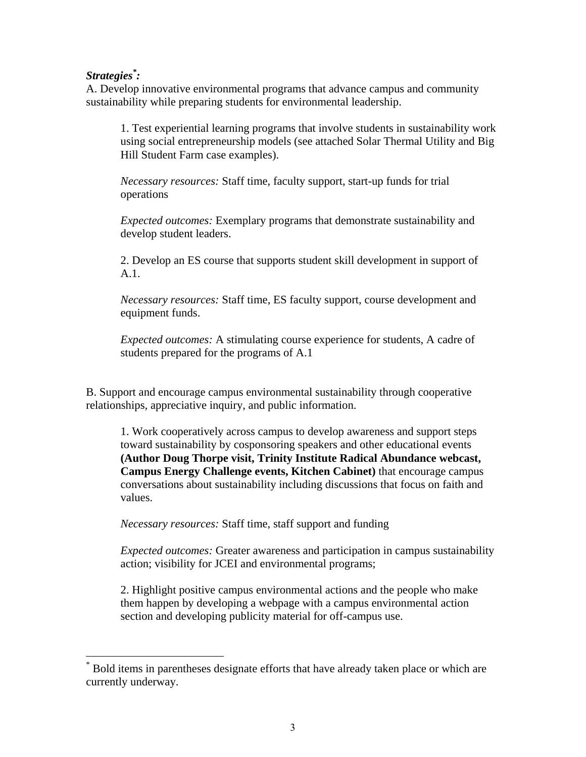***Strategies[*]:***

A. Develop innovative environmental programs that advance campus and community sustainability while preparing students for environmental leadership.

1. Test experiential learning programs that involve students in sustainability work using social entrepreneurship models (see attached Solar Thermal Utility and Big Hill Student Farm case examples).

*Necessary resources:* Staff time, faculty support, start-up funds for trial operations

*Expected outcomes:* Exemplary programs that demonstrate sustainability and develop student leaders.

2. Develop an ES course that supports student skill development in support of A.1.

*Necessary resources:* Staff time, ES faculty support, course development and equipment funds.

*Expected outcomes:* A stimulating course experience for students, A cadre of students prepared for the programs of A.1

B. Support and encourage campus environmental sustainability through cooperative relationships, appreciative inquiry, and public information.

1. Work cooperatively across campus to develop awareness and support steps toward sustainability by cosponsoring speakers and other educational events **(Author Doug Thorpe visit, Trinity Institute Radical Abundance webcast, Campus Energy Challenge events, Kitchen Cabinet)** that encourage campus conversations about sustainability including discussions that focus on faith and values.

*Necessary resources:* Staff time, staff support and funding

*Expected outcomes:* Greater awareness and participation in campus sustainability action; visibility for JCEI and environmental programs;

2. Highlight positive campus environmental actions and the people who make them happen by developing a webpage with a campus environmental action section and developing publicity material for off-campus use.

---

[*] Bold items in parentheses designate efforts that have already taken place or which are currently underway.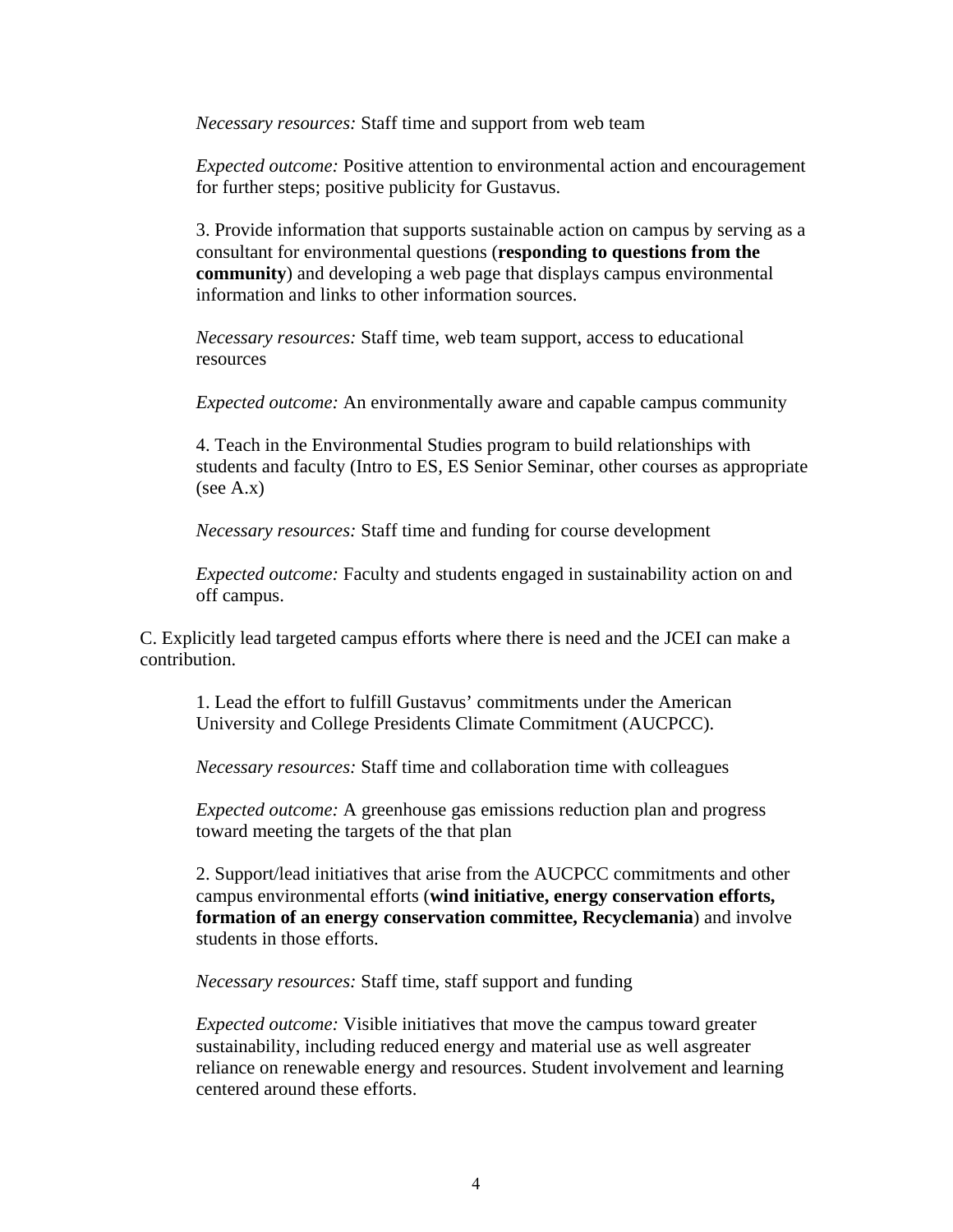*Necessary resources:* Staff time and support from web team

*Expected outcome:* Positive attention to environmental action and encouragement for further steps; positive publicity for Gustavus.

3. Provide information that supports sustainable action on campus by serving as a consultant for environmental questions (**responding to questions from the community**) and developing a web page that displays campus environmental information and links to other information sources.

*Necessary resources:* Staff time, web team support, access to educational resources

*Expected outcome:* An environmentally aware and capable campus community

4. Teach in the Environmental Studies program to build relationships with students and faculty (Intro to ES, ES Senior Seminar, other courses as appropriate (see A.x)

*Necessary resources:* Staff time and funding for course development

*Expected outcome:* Faculty and students engaged in sustainability action on and off campus.

C. Explicitly lead targeted campus efforts where there is need and the JCEI can make a contribution.

1. Lead the effort to fulfill Gustavus' commitments under the American University and College Presidents Climate Commitment (AUCPCC).

*Necessary resources:* Staff time and collaboration time with colleagues

*Expected outcome:* A greenhouse gas emissions reduction plan and progress toward meeting the targets of the that plan

2. Support/lead initiatives that arise from the AUCPCC commitments and other campus environmental efforts (**wind initiative, energy conservation efforts, formation of an energy conservation committee, Recyclemania**) and involve students in those efforts.

*Necessary resources:* Staff time, staff support and funding

*Expected outcome:* Visible initiatives that move the campus toward greater sustainability, including reduced energy and material use as well asgreater reliance on renewable energy and resources. Student involvement and learning centered around these efforts.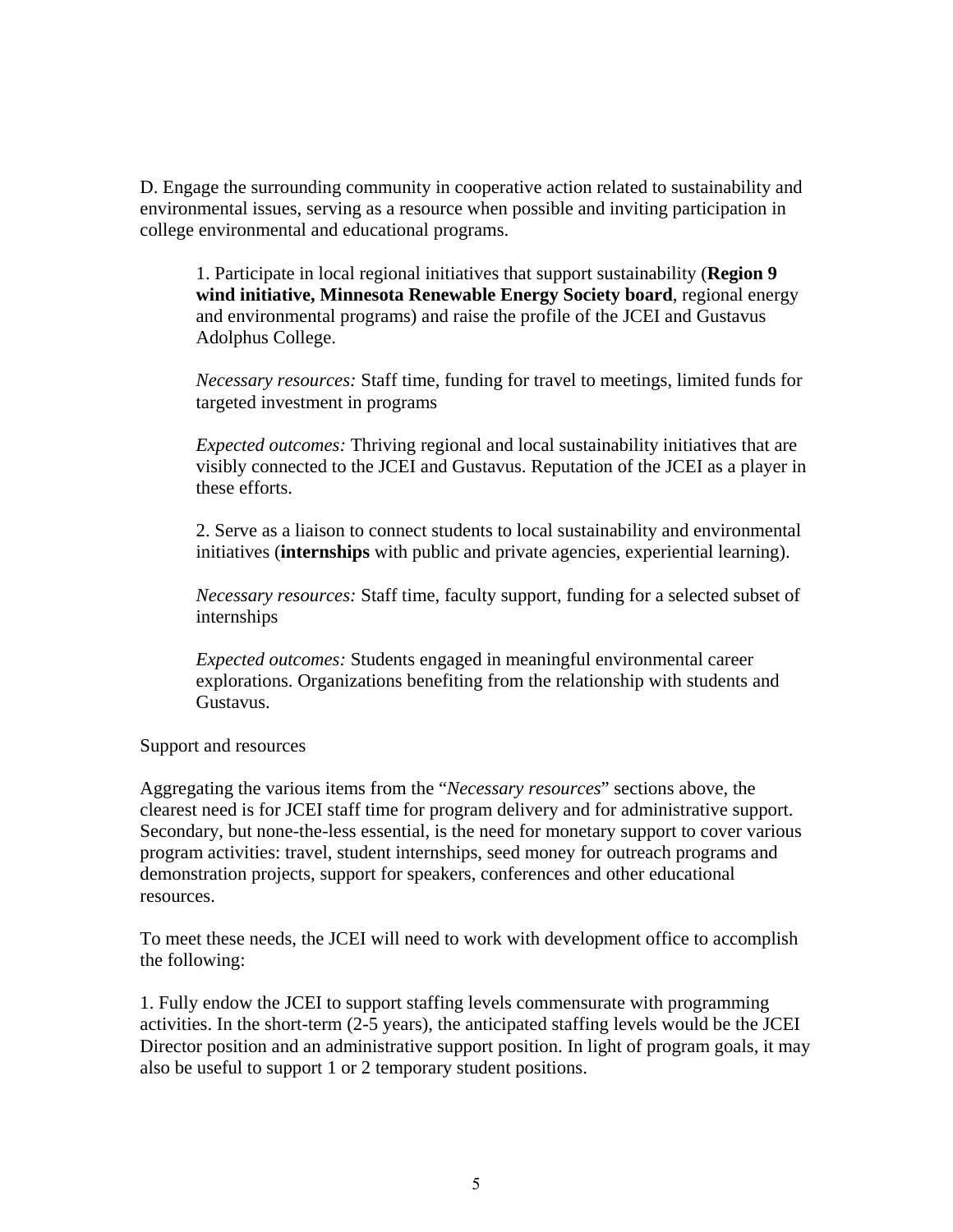D. Engage the surrounding community in cooperative action related to sustainability and environmental issues, serving as a resource when possible and inviting participation in college environmental and educational programs.

1. Participate in local regional initiatives that support sustainability (**Region 9 wind initiative, Minnesota Renewable Energy Society board**, regional energy and environmental programs) and raise the profile of the JCEI and Gustavus Adolphus College.

*Necessary resources:* Staff time, funding for travel to meetings, limited funds for targeted investment in programs

*Expected outcomes:* Thriving regional and local sustainability initiatives that are visibly connected to the JCEI and Gustavus. Reputation of the JCEI as a player in these efforts.

2. Serve as a liaison to connect students to local sustainability and environmental initiatives (**internships** with public and private agencies, experiential learning).

*Necessary resources:* Staff time, faculty support, funding for a selected subset of internships

*Expected outcomes:* Students engaged in meaningful environmental career explorations. Organizations benefiting from the relationship with students and Gustavus.

Support and resources

Aggregating the various items from the "*Necessary resources*" sections above, the clearest need is for JCEI staff time for program delivery and for administrative support. Secondary, but none-the-less essential, is the need for monetary support to cover various program activities: travel, student internships, seed money for outreach programs and demonstration projects, support for speakers, conferences and other educational resources.

To meet these needs, the JCEI will need to work with development office to accomplish the following:

1. Fully endow the JCEI to support staffing levels commensurate with programming activities. In the short-term (2-5 years), the anticipated staffing levels would be the JCEI Director position and an administrative support position. In light of program goals, it may also be useful to support 1 or 2 temporary student positions.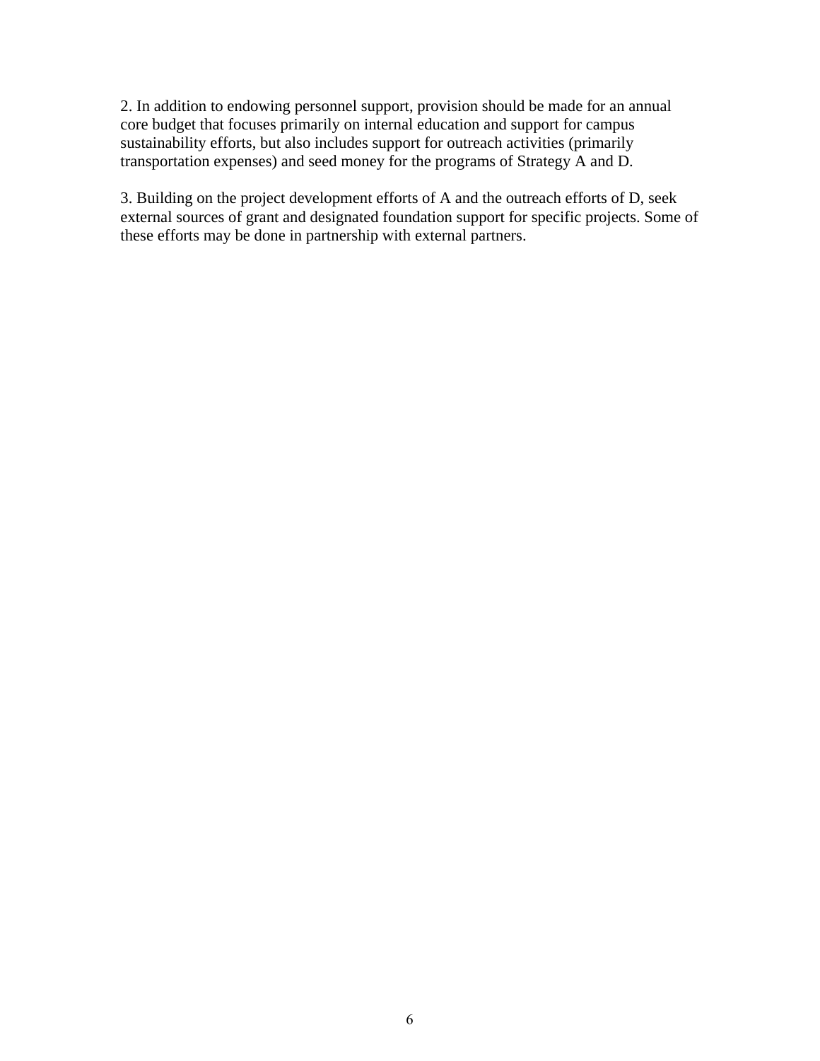2. In addition to endowing personnel support, provision should be made for an annual core budget that focuses primarily on internal education and support for campus sustainability efforts, but also includes support for outreach activities (primarily transportation expenses) and seed money for the programs of Strategy A and D.

3. Building on the project development efforts of A and the outreach efforts of D, seek external sources of grant and designated foundation support for specific projects. Some of these efforts may be done in partnership with external partners.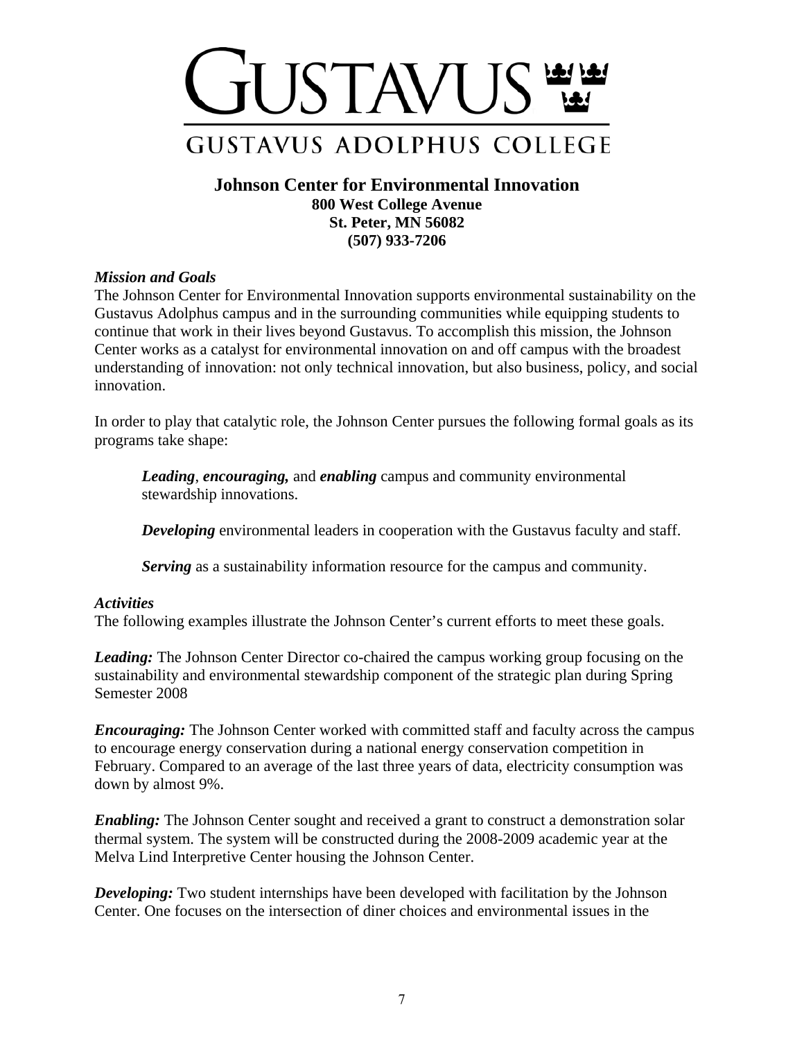# GUSTAVUS

## GUSTAVUS ADOLPHUS COLLEGE

**Johnson Center for Environmental Innovation**
**800 West College Avenue**
**St. Peter, MN 56082**
**(507) 933-7206**

***Mission and Goals***

The Johnson Center for Environmental Innovation supports environmental sustainability on the Gustavus Adolphus campus and in the surrounding communities while equipping students to continue that work in their lives beyond Gustavus. To accomplish this mission, the Johnson Center works as a catalyst for environmental innovation on and off campus with the broadest understanding of innovation: not only technical innovation, but also business, policy, and social innovation.

In order to play that catalytic role, the Johnson Center pursues the following formal goals as its programs take shape:

> ***Leading***, ***encouraging,*** and ***enabling*** campus and community environmental stewardship innovations.
>
> ***Developing*** environmental leaders in cooperation with the Gustavus faculty and staff.
>
> ***Serving*** as a sustainability information resource for the campus and community.

***Activities***

The following examples illustrate the Johnson Center's current efforts to meet these goals.

***Leading:*** The Johnson Center Director co-chaired the campus working group focusing on the sustainability and environmental stewardship component of the strategic plan during Spring Semester 2008

***Encouraging:*** The Johnson Center worked with committed staff and faculty across the campus to encourage energy conservation during a national energy conservation competition in February. Compared to an average of the last three years of data, electricity consumption was down by almost 9%.

***Enabling:*** The Johnson Center sought and received a grant to construct a demonstration solar thermal system. The system will be constructed during the 2008-2009 academic year at the Melva Lind Interpretive Center housing the Johnson Center.

***Developing:*** Two student internships have been developed with facilitation by the Johnson Center. One focuses on the intersection of diner choices and environmental issues in the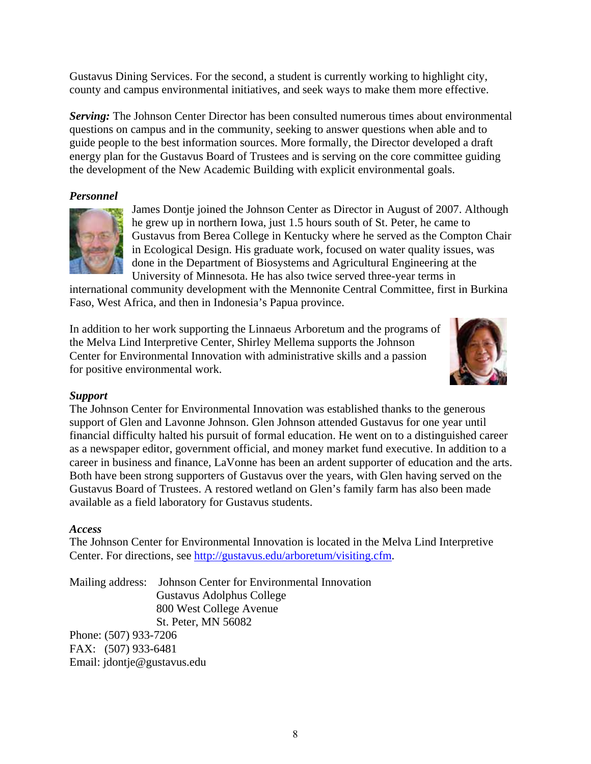Gustavus Dining Services. For the second, a student is currently working to highlight city, county and campus environmental initiatives, and seek ways to make them more effective.

***Serving:*** The Johnson Center Director has been consulted numerous times about environmental questions on campus and in the community, seeking to answer questions when able and to guide people to the best information sources. More formally, the Director developed a draft energy plan for the Gustavus Board of Trustees and is serving on the core committee guiding the development of the New Academic Building with explicit environmental goals.

### *Personnel*

James Dontje joined the Johnson Center as Director in August of 2007. Although he grew up in northern Iowa, just 1.5 hours south of St. Peter, he came to Gustavus from Berea College in Kentucky where he served as the Compton Chair in Ecological Design. His graduate work, focused on water quality issues, was done in the Department of Biosystems and Agricultural Engineering at the University of Minnesota. He has also twice served three-year terms in international community development with the Mennonite Central Committee, first in Burkina Faso, West Africa, and then in Indonesia's Papua province.

In addition to her work supporting the Linnaeus Arboretum and the programs of the Melva Lind Interpretive Center, Shirley Mellema supports the Johnson Center for Environmental Innovation with administrative skills and a passion for positive environmental work.

### *Support*

The Johnson Center for Environmental Innovation was established thanks to the generous support of Glen and Lavonne Johnson. Glen Johnson attended Gustavus for one year until financial difficulty halted his pursuit of formal education. He went on to a distinguished career as a newspaper editor, government official, and money market fund executive. In addition to a career in business and finance, LaVonne has been an ardent supporter of education and the arts. Both have been strong supporters of Gustavus over the years, with Glen having served on the Gustavus Board of Trustees. A restored wetland on Glen's family farm has also been made available as a field laboratory for Gustavus students.

### *Access*

The Johnson Center for Environmental Innovation is located in the Melva Lind Interpretive Center. For directions, see http://gustavus.edu/arboretum/visiting.cfm.

Mailing address: Johnson Center for Environmental Innovation
Gustavus Adolphus College
800 West College Avenue
St. Peter, MN 56082

Phone: (507) 933-7206
FAX: (507) 933-6481
Email: jdontje@gustavus.edu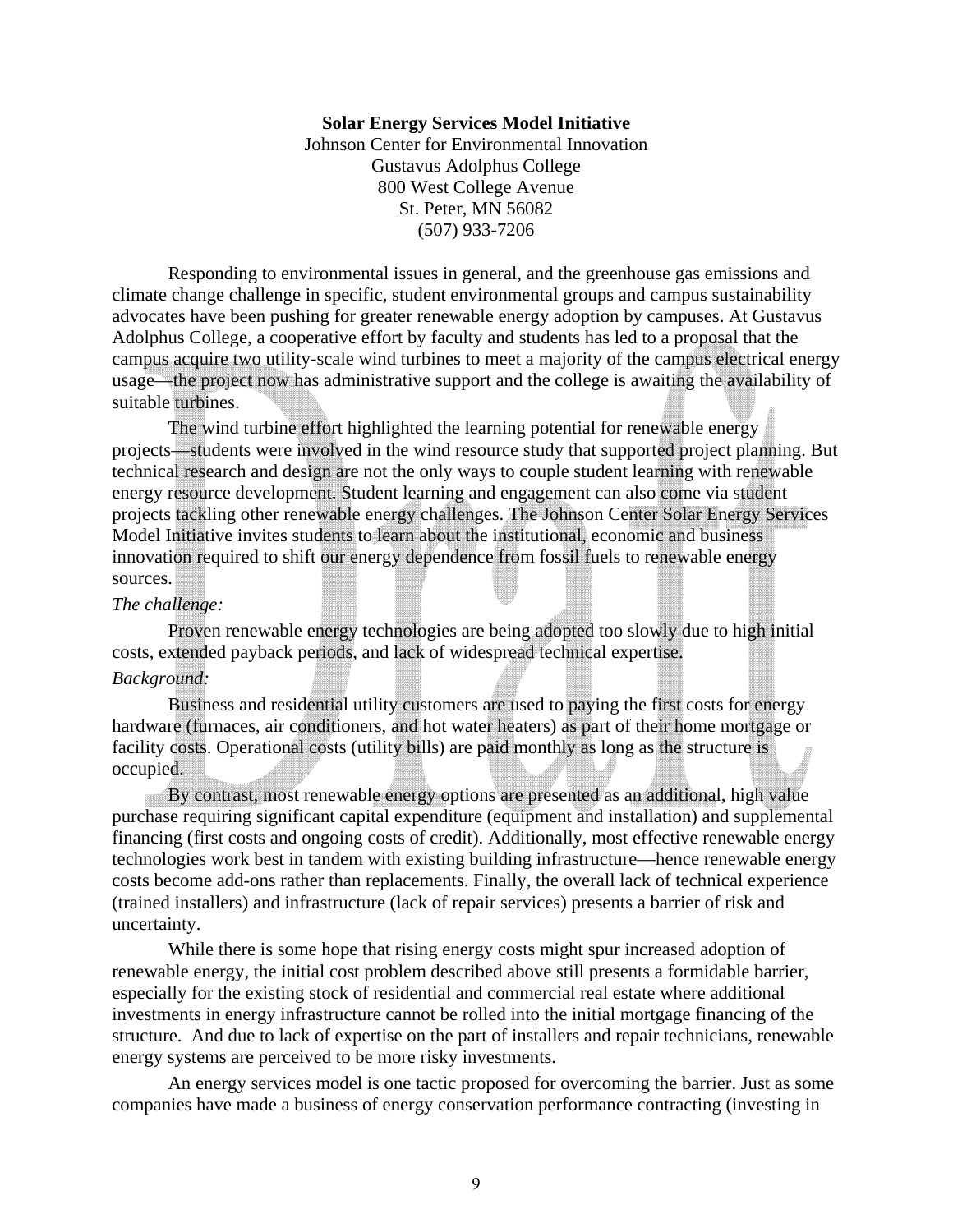**Solar Energy Services Model Initiative**
Johnson Center for Environmental Innovation
Gustavus Adolphus College
800 West College Avenue
St. Peter, MN 56082
(507) 933-7206

Responding to environmental issues in general, and the greenhouse gas emissions and climate change challenge in specific, student environmental groups and campus sustainability advocates have been pushing for greater renewable energy adoption by campuses. At Gustavus Adolphus College, a cooperative effort by faculty and students has led to a proposal that the campus acquire two utility-scale wind turbines to meet a majority of the campus electrical energy usage—the project now has administrative support and the college is awaiting the availability of suitable turbines.

The wind turbine effort highlighted the learning potential for renewable energy projects—students were involved in the wind resource study that supported project planning. But technical research and design are not the only ways to couple student learning with renewable energy resource development. Student learning and engagement can also come via student projects tackling other renewable energy challenges. The Johnson Center Solar Energy Services Model Initiative invites students to learn about the institutional, economic and business innovation required to shift our energy dependence from fossil fuels to renewable energy sources.

*The challenge:*

Proven renewable energy technologies are being adopted too slowly due to high initial costs, extended payback periods, and lack of widespread technical expertise.

*Background:*

Business and residential utility customers are used to paying the first costs for energy hardware (furnaces, air conditioners, and hot water heaters) as part of their home mortgage or facility costs. Operational costs (utility bills) are paid monthly as long as the structure is occupied.

By contrast, most renewable energy options are presented as an additional, high value purchase requiring significant capital expenditure (equipment and installation) and supplemental financing (first costs and ongoing costs of credit). Additionally, most effective renewable energy technologies work best in tandem with existing building infrastructure—hence renewable energy costs become add-ons rather than replacements. Finally, the overall lack of technical experience (trained installers) and infrastructure (lack of repair services) presents a barrier of risk and uncertainty.

While there is some hope that rising energy costs might spur increased adoption of renewable energy, the initial cost problem described above still presents a formidable barrier, especially for the existing stock of residential and commercial real estate where additional investments in energy infrastructure cannot be rolled into the initial mortgage financing of the structure. And due to lack of expertise on the part of installers and repair technicians, renewable energy systems are perceived to be more risky investments.

An energy services model is one tactic proposed for overcoming the barrier. Just as some companies have made a business of energy conservation performance contracting (investing in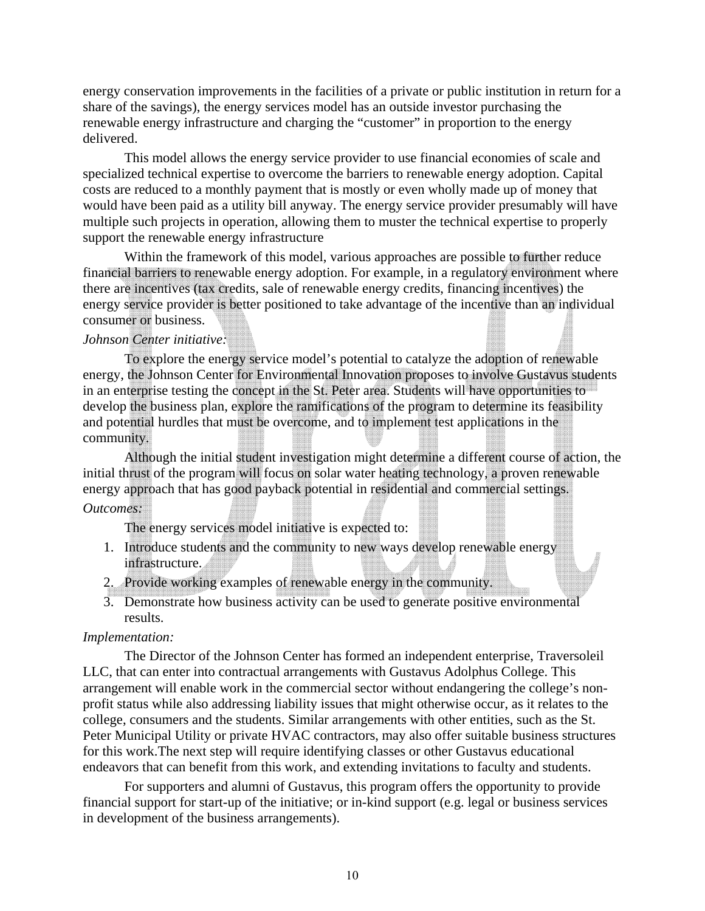energy conservation improvements in the facilities of a private or public institution in return for a share of the savings), the energy services model has an outside investor purchasing the renewable energy infrastructure and charging the "customer" in proportion to the energy delivered.

This model allows the energy service provider to use financial economies of scale and specialized technical expertise to overcome the barriers to renewable energy adoption. Capital costs are reduced to a monthly payment that is mostly or even wholly made up of money that would have been paid as a utility bill anyway. The energy service provider presumably will have multiple such projects in operation, allowing them to muster the technical expertise to properly support the renewable energy infrastructure

Within the framework of this model, various approaches are possible to further reduce financial barriers to renewable energy adoption. For example, in a regulatory environment where there are incentives (tax credits, sale of renewable energy credits, financing incentives) the energy service provider is better positioned to take advantage of the incentive than an individual consumer or business.

*Johnson Center initiative:*

To explore the energy service model's potential to catalyze the adoption of renewable energy, the Johnson Center for Environmental Innovation proposes to involve Gustavus students in an enterprise testing the concept in the St. Peter area. Students will have opportunities to develop the business plan, explore the ramifications of the program to determine its feasibility and potential hurdles that must be overcome, and to implement test applications in the community.

Although the initial student investigation might determine a different course of action, the initial thrust of the program will focus on solar water heating technology, a proven renewable energy approach that has good payback potential in residential and commercial settings.

*Outcomes:*

The energy services model initiative is expected to:

1. Introduce students and the community to new ways develop renewable energy infrastructure.
2. Provide working examples of renewable energy in the community.
3. Demonstrate how business activity can be used to generate positive environmental results.

*Implementation:*

The Director of the Johnson Center has formed an independent enterprise, Traversoleil LLC, that can enter into contractual arrangements with Gustavus Adolphus College. This arrangement will enable work in the commercial sector without endangering the college's non-profit status while also addressing liability issues that might otherwise occur, as it relates to the college, consumers and the students. Similar arrangements with other entities, such as the St. Peter Municipal Utility or private HVAC contractors, may also offer suitable business structures for this work.The next step will require identifying classes or other Gustavus educational endeavors that can benefit from this work, and extending invitations to faculty and students.

For supporters and alumni of Gustavus, this program offers the opportunity to provide financial support for start-up of the initiative; or in-kind support (e.g. legal or business services in development of the business arrangements).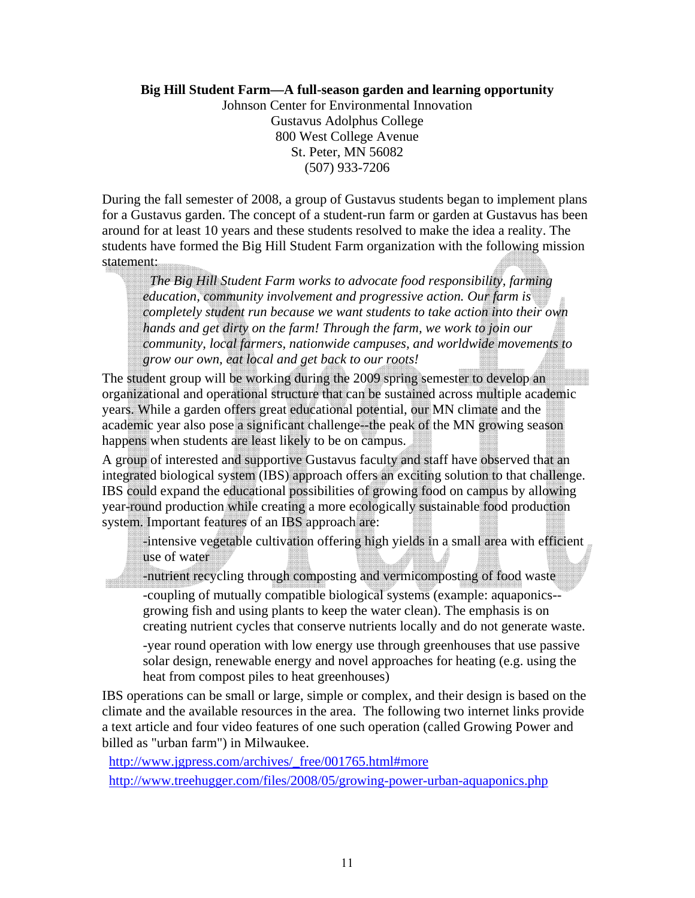**Big Hill Student Farm—A full-season garden and learning opportunity**

Johnson Center for Environmental Innovation
Gustavus Adolphus College
800 West College Avenue
St. Peter, MN 56082
(507) 933-7206

During the fall semester of 2008, a group of Gustavus students began to implement plans for a Gustavus garden. The concept of a student-run farm or garden at Gustavus has been around for at least 10 years and these students resolved to make the idea a reality. The students have formed the Big Hill Student Farm organization with the following mission statement:

> *The Big Hill Student Farm works to advocate food responsibility, farming education, community involvement and progressive action. Our farm is completely student run because we want students to take action into their own hands and get dirty on the farm! Through the farm, we work to join our community, local farmers, nationwide campuses, and worldwide movements to grow our own, eat local and get back to our roots!*

The student group will be working during the 2009 spring semester to develop an organizational and operational structure that can be sustained across multiple academic years. While a garden offers great educational potential, our MN climate and the academic year also pose a significant challenge--the peak of the MN growing season happens when students are least likely to be on campus.

A group of interested and supportive Gustavus faculty and staff have observed that an integrated biological system (IBS) approach offers an exciting solution to that challenge. IBS could expand the educational possibilities of growing food on campus by allowing year-round production while creating a more ecologically sustainable food production system. Important features of an IBS approach are:

-intensive vegetable cultivation offering high yields in a small area with efficient use of water

-nutrient recycling through composting and vermicomposting of food waste

-coupling of mutually compatible biological systems (example: aquaponics--growing fish and using plants to keep the water clean). The emphasis is on creating nutrient cycles that conserve nutrients locally and do not generate waste.

-year round operation with low energy use through greenhouses that use passive solar design, renewable energy and novel approaches for heating (e.g. using the heat from compost piles to heat greenhouses)

IBS operations can be small or large, simple or complex, and their design is based on the climate and the available resources in the area. The following two internet links provide a text article and four video features of one such operation (called Growing Power and billed as "urban farm") in Milwaukee.

http://www.jgpress.com/archives/_free/001765.html#more

http://www.treehugger.com/files/2008/05/growing-power-urban-aquaponics.php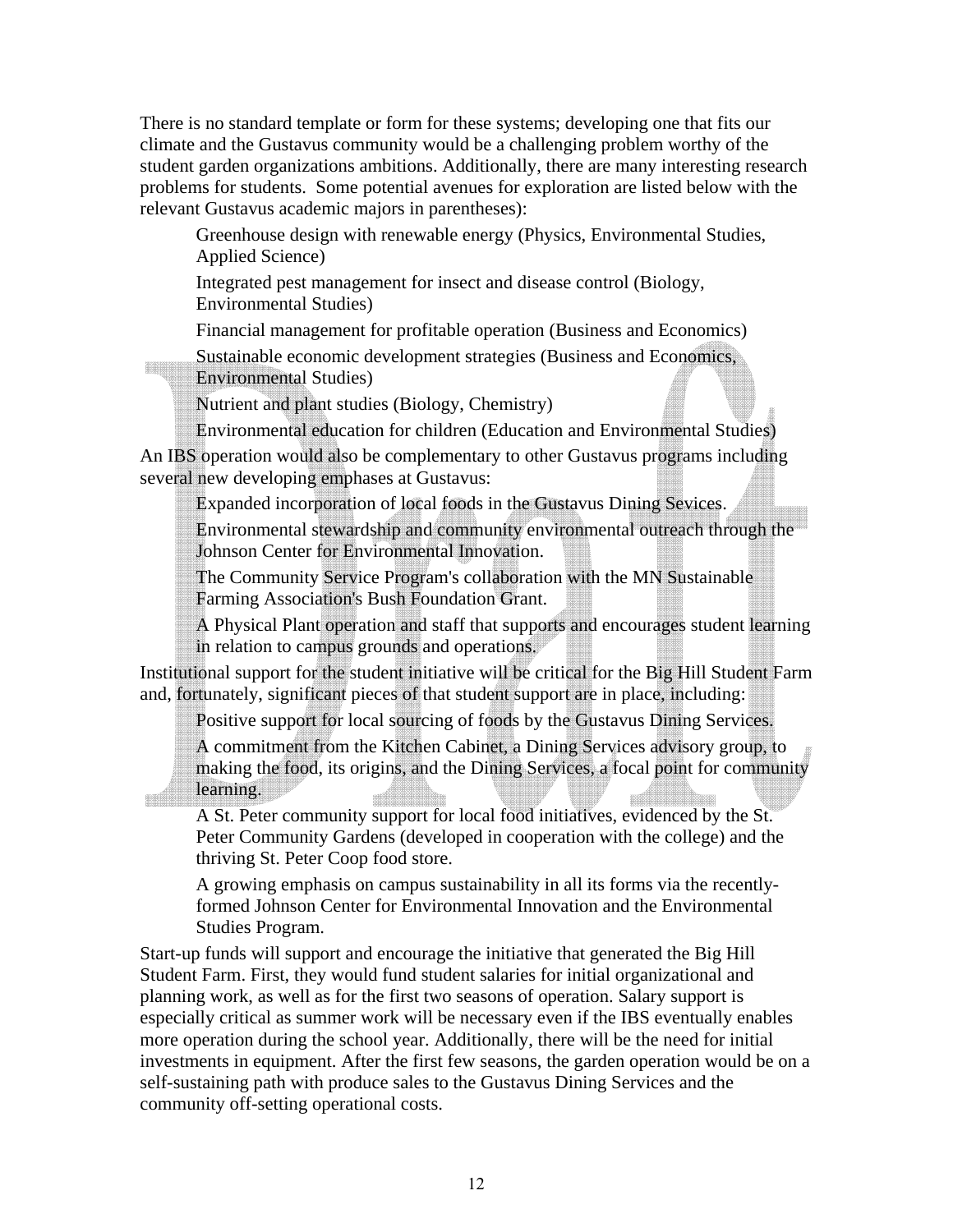There is no standard template or form for these systems; developing one that fits our climate and the Gustavus community would be a challenging problem worthy of the student garden organizations ambitions. Additionally, there are many interesting research problems for students. Some potential avenues for exploration are listed below with the relevant Gustavus academic majors in parentheses):

- Greenhouse design with renewable energy (Physics, Environmental Studies, Applied Science)
- Integrated pest management for insect and disease control (Biology, Environmental Studies)
- Financial management for profitable operation (Business and Economics)
- Sustainable economic development strategies (Business and Economics, Environmental Studies)
- Nutrient and plant studies (Biology, Chemistry)
- Environmental education for children (Education and Environmental Studies)

An IBS operation would also be complementary to other Gustavus programs including several new developing emphases at Gustavus:

- Expanded incorporation of local foods in the Gustavus Dining Sevices.
- Environmental stewardship and community environmental outreach through the Johnson Center for Environmental Innovation.
- The Community Service Program's collaboration with the MN Sustainable Farming Association's Bush Foundation Grant.
- A Physical Plant operation and staff that supports and encourages student learning in relation to campus grounds and operations.

Institutional support for the student initiative will be critical for the Big Hill Student Farm and, fortunately, significant pieces of that student support are in place, including:

- Positive support for local sourcing of foods by the Gustavus Dining Services.
- A commitment from the Kitchen Cabinet, a Dining Services advisory group, to making the food, its origins, and the Dining Services, a focal point for community learning.
- A St. Peter community support for local food initiatives, evidenced by the St. Peter Community Gardens (developed in cooperation with the college) and the thriving St. Peter Coop food store.
- A growing emphasis on campus sustainability in all its forms via the recently-formed Johnson Center for Environmental Innovation and the Environmental Studies Program.

Start-up funds will support and encourage the initiative that generated the Big Hill Student Farm. First, they would fund student salaries for initial organizational and planning work, as well as for the first two seasons of operation. Salary support is especially critical as summer work will be necessary even if the IBS eventually enables more operation during the school year. Additionally, there will be the need for initial investments in equipment. After the first few seasons, the garden operation would be on a self-sustaining path with produce sales to the Gustavus Dining Services and the community off-setting operational costs.